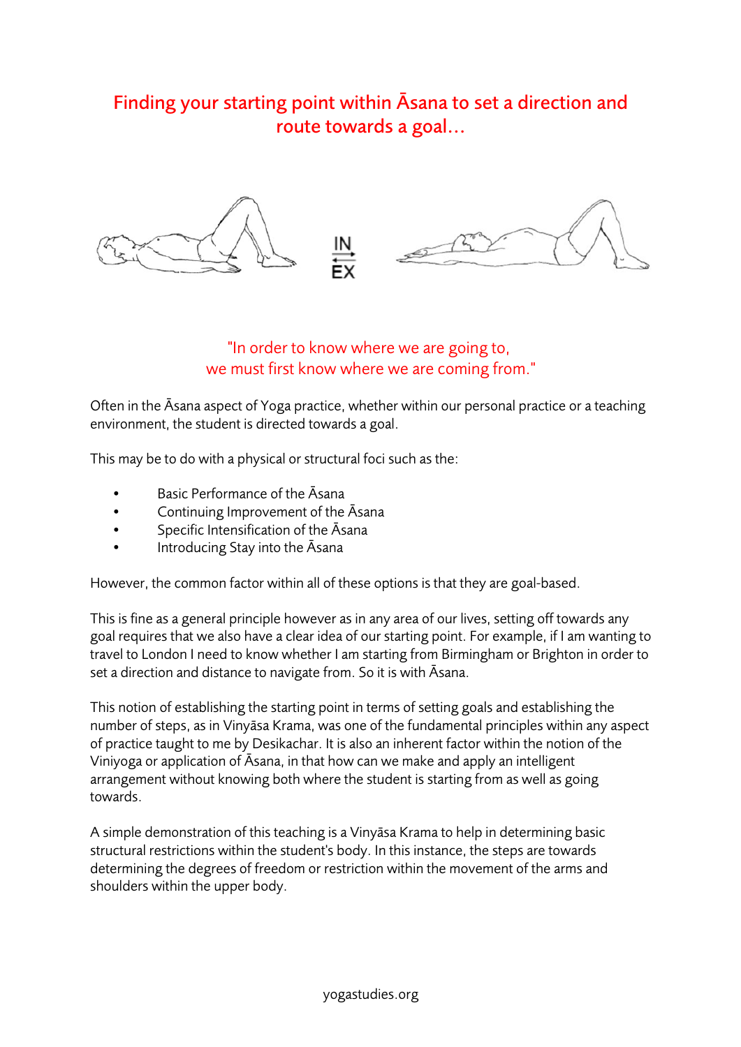# Finding your starting point within Āsana to set a direction and route towards a goal…

IN
EX

"In order to know where we are going to,
we must first know where we are coming from."

Often in the Āsana aspect of Yoga practice, whether within our personal practice or a teaching environment, the student is directed towards a goal.

This may be to do with a physical or structural foci such as the:

- Basic Performance of the Āsana
- Continuing Improvement of the Āsana
- Specific Intensification of the Āsana
- Introducing Stay into the Āsana

However, the common factor within all of these options is that they are goal-based.

This is fine as a general principle however as in any area of our lives, setting off towards any goal requires that we also have a clear idea of our starting point. For example, if I am wanting to travel to London I need to know whether I am starting from Birmingham or Brighton in order to set a direction and distance to navigate from. So it is with Āsana.

This notion of establishing the starting point in terms of setting goals and establishing the number of steps, as in Vinyāsa Krama, was one of the fundamental principles within any aspect of practice taught to me by Desikachar. It is also an inherent factor within the notion of the Viniyoga or application of Āsana, in that how can we make and apply an intelligent arrangement without knowing both where the student is starting from as well as going towards.

A simple demonstration of this teaching is a Vinyāsa Krama to help in determining basic structural restrictions within the student's body. In this instance, the steps are towards determining the degrees of freedom or restriction within the movement of the arms and shoulders within the upper body.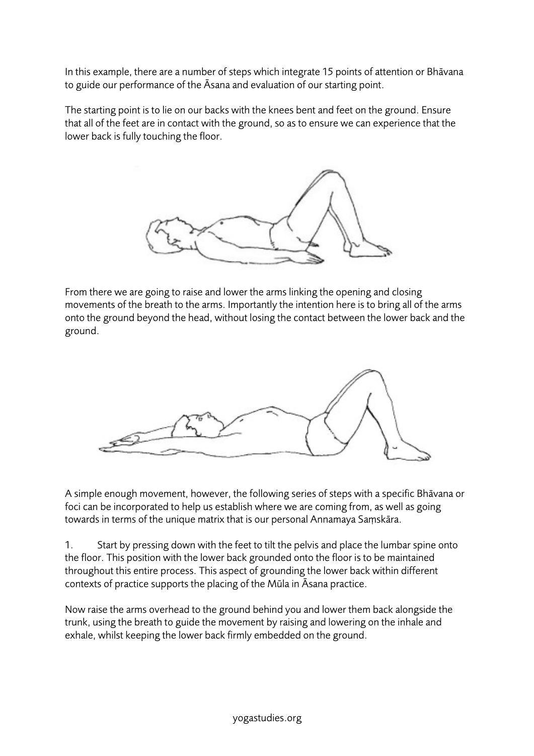In this example, there are a number of steps which integrate 15 points of attention or Bhāvana to guide our performance of the Āsana and evaluation of our starting point.

The starting point is to lie on our backs with the knees bent and feet on the ground. Ensure that all of the feet are in contact with the ground, so as to ensure we can experience that the lower back is fully touching the floor.

From there we are going to raise and lower the arms linking the opening and closing movements of the breath to the arms. Importantly the intention here is to bring all of the arms onto the ground beyond the head, without losing the contact between the lower back and the ground.

A simple enough movement, however, the following series of steps with a specific Bhāvana or foci can be incorporated to help us establish where we are coming from, as well as going towards in terms of the unique matrix that is our personal Annamaya Saṃskāra.

1. Start by pressing down with the feet to tilt the pelvis and place the lumbar spine onto the floor. This position with the lower back grounded onto the floor is to be maintained throughout this entire process. This aspect of grounding the lower back within different contexts of practice supports the placing of the Mūla in Āsana practice.

Now raise the arms overhead to the ground behind you and lower them back alongside the trunk, using the breath to guide the movement by raising and lowering on the inhale and exhale, whilst keeping the lower back firmly embedded on the ground.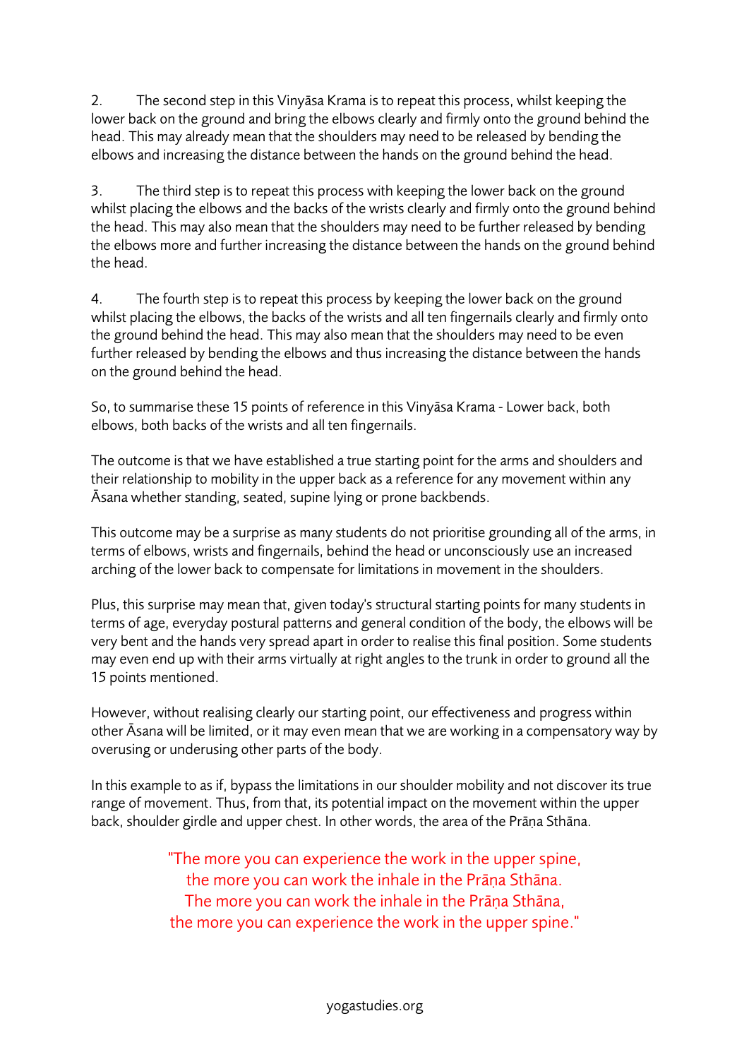2. The second step in this Vinyāsa Krama is to repeat this process, whilst keeping the lower back on the ground and bring the elbows clearly and firmly onto the ground behind the head. This may already mean that the shoulders may need to be released by bending the elbows and increasing the distance between the hands on the ground behind the head.

3. The third step is to repeat this process with keeping the lower back on the ground whilst placing the elbows and the backs of the wrists clearly and firmly onto the ground behind the head. This may also mean that the shoulders may need to be further released by bending the elbows more and further increasing the distance between the hands on the ground behind the head.

4. The fourth step is to repeat this process by keeping the lower back on the ground whilst placing the elbows, the backs of the wrists and all ten fingernails clearly and firmly onto the ground behind the head. This may also mean that the shoulders may need to be even further released by bending the elbows and thus increasing the distance between the hands on the ground behind the head.

So, to summarise these 15 points of reference in this Vinyāsa Krama - Lower back, both elbows, both backs of the wrists and all ten fingernails.

The outcome is that we have established a true starting point for the arms and shoulders and their relationship to mobility in the upper back as a reference for any movement within any Āsana whether standing, seated, supine lying or prone backbends.

This outcome may be a surprise as many students do not prioritise grounding all of the arms, in terms of elbows, wrists and fingernails, behind the head or unconsciously use an increased arching of the lower back to compensate for limitations in movement in the shoulders.

Plus, this surprise may mean that, given today's structural starting points for many students in terms of age, everyday postural patterns and general condition of the body, the elbows will be very bent and the hands very spread apart in order to realise this final position. Some students may even end up with their arms virtually at right angles to the trunk in order to ground all the 15 points mentioned.

However, without realising clearly our starting point, our effectiveness and progress within other Āsana will be limited, or it may even mean that we are working in a compensatory way by overusing or underusing other parts of the body.

In this example to as if, bypass the limitations in our shoulder mobility and not discover its true range of movement. Thus, from that, its potential impact on the movement within the upper back, shoulder girdle and upper chest. In other words, the area of the Prāṇa Sthāna.

"The more you can experience the work in the upper spine,
the more you can work the inhale in the Prāṇa Sthāna.
The more you can work the inhale in the Prāṇa Sthāna,
the more you can experience the work in the upper spine."